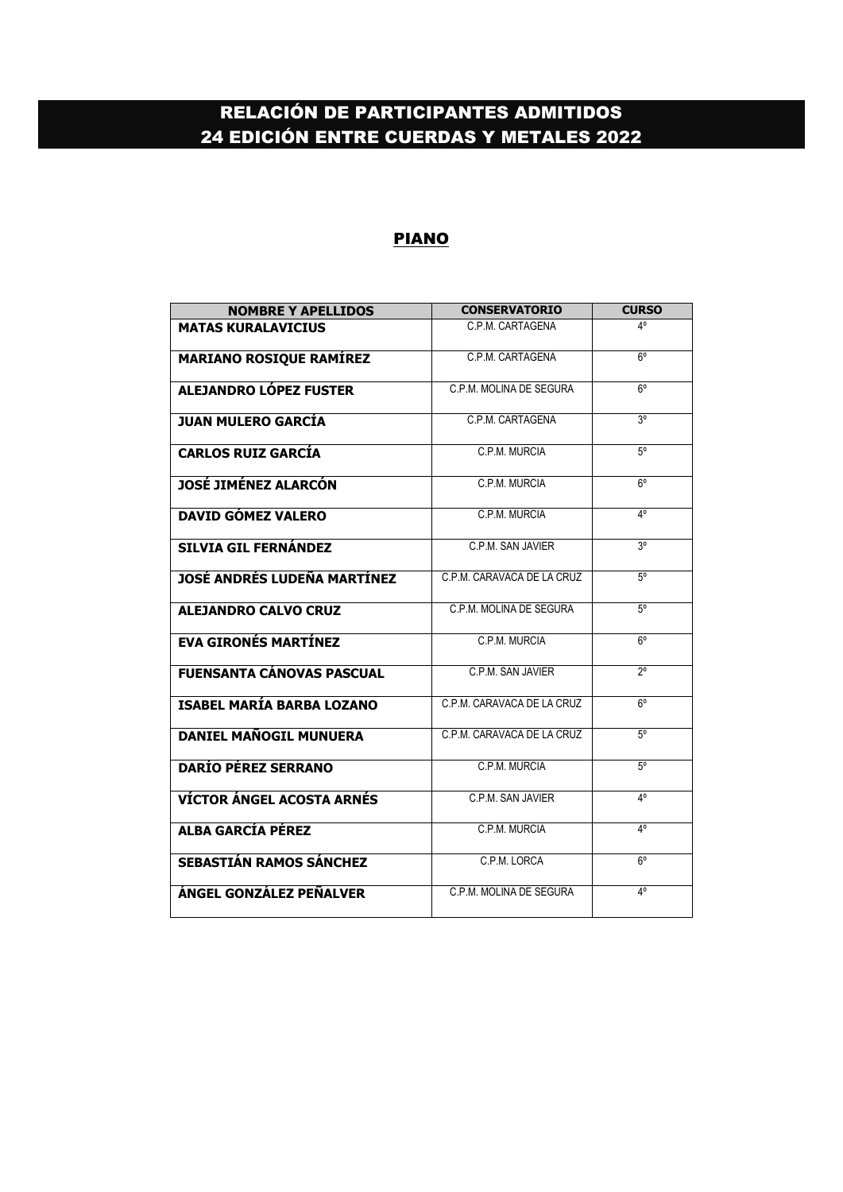# RELACIÓN DE PARTICIPANTES ADMITIDOS
# 24 EDICIÓN ENTRE CUERDAS Y METALES 2022

## PIANO

| NOMBRE Y APELLIDOS | CONSERVATORIO | CURSO |
|---|---|---|
| **MATAS KURALAVICIUS** | C.P.M. CARTAGENA | 4º |
| **MARIANO ROSIQUE RAMÍREZ** | C.P.M. CARTAGENA | 6º |
| **ALEJANDRO LÓPEZ FUSTER** | C.P.M. MOLINA DE SEGURA | 6º |
| **JUAN MULERO GARCÍA** | C.P.M. CARTAGENA | 3º |
| **CARLOS RUIZ GARCÍA** | C.P.M. MURCIA | 5º |
| **JOSÉ JIMÉNEZ ALARCÓN** | C.P.M. MURCIA | 6º |
| **DAVID GÓMEZ VALERO** | C.P.M. MURCIA | 4º |
| **SILVIA GIL FERNÁNDEZ** | C.P.M. SAN JAVIER | 3º |
| **JOSÉ ANDRÉS LUDEÑA MARTÍNEZ** | C.P.M. CARAVACA DE LA CRUZ | 5º |
| **ALEJANDRO CALVO CRUZ** | C.P.M. MOLINA DE SEGURA | 5º |
| **EVA GIRONÉS MARTÍNEZ** | C.P.M. MURCIA | 6º |
| **FUENSANTA CÁNOVAS PASCUAL** | C.P.M. SAN JAVIER | 2º |
| **ISABEL MARÍA BARBA LOZANO** | C.P.M. CARAVACA DE LA CRUZ | 6º |
| **DANIEL MAÑOGIL MUNUERA** | C.P.M. CARAVACA DE LA CRUZ | 5º |
| **DARÍO PÉREZ SERRANO** | C.P.M. MURCIA | 5º |
| **VÍCTOR ÁNGEL ACOSTA ARNÉS** | C.P.M. SAN JAVIER | 4º |
| **ALBA GARCÍA PÉREZ** | C.P.M. MURCIA | 4º |
| **SEBASTIÁN RAMOS SÁNCHEZ** | C.P.M. LORCA | 6º |
| **ÁNGEL GONZÁLEZ PEÑALVER** | C.P.M. MOLINA DE SEGURA | 4º |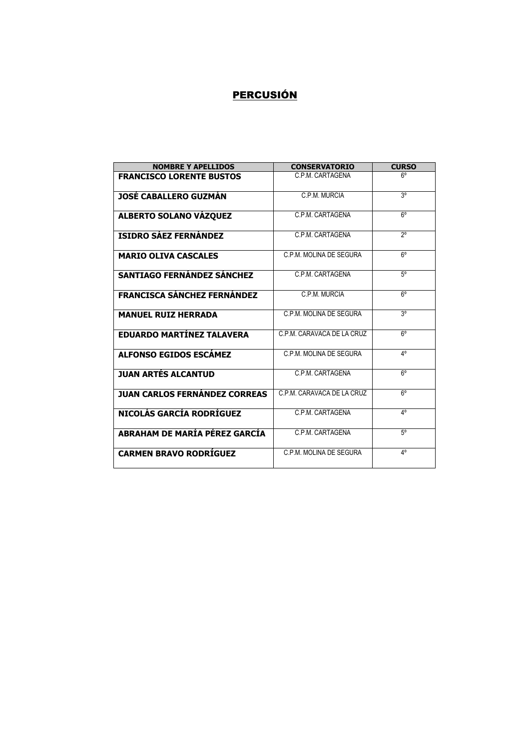# PERCUSIÓN

| NOMBRE Y APELLIDOS | CONSERVATORIO | CURSO |
|---|---|---|
| **FRANCISCO LORENTE BUSTOS** | C.P.M. CARTAGENA | 6º |
| **JOSÉ CABALLERO GUZMÁN** | C.P.M. MURCIA | 3º |
| **ALBERTO SOLANO VÁZQUEZ** | C.P.M. CARTAGENA | 6º |
| **ISIDRO SÁEZ FERNÁNDEZ** | C.P.M. CARTAGENA | 2º |
| **MARIO OLIVA CASCALES** | C.P.M. MOLINA DE SEGURA | 6º |
| **SANTIAGO FERNÁNDEZ SÁNCHEZ** | C.P.M. CARTAGENA | 5º |
| **FRANCISCA SÁNCHEZ FERNÁNDEZ** | C.P.M. MURCIA | 6º |
| **MANUEL RUIZ HERRADA** | C.P.M. MOLINA DE SEGURA | 3º |
| **EDUARDO MARTÍNEZ TALAVERA** | C.P.M. CARAVACA DE LA CRUZ | 6º |
| **ALFONSO EGIDOS ESCÁMEZ** | C.P.M. MOLINA DE SEGURA | 4º |
| **JUAN ARTÉS ALCANTUD** | C.P.M. CARTAGENA | 6º |
| **JUAN CARLOS FERNÁNDEZ CORREAS** | C.P.M. CARAVACA DE LA CRUZ | 6º |
| **NICOLÁS GARCÍA RODRÍGUEZ** | C.P.M. CARTAGENA | 4º |
| **ABRAHAM DE MARÍA PÉREZ GARCÍA** | C.P.M. CARTAGENA | 5º |
| **CARMEN BRAVO RODRÍGUEZ** | C.P.M. MOLINA DE SEGURA | 4º |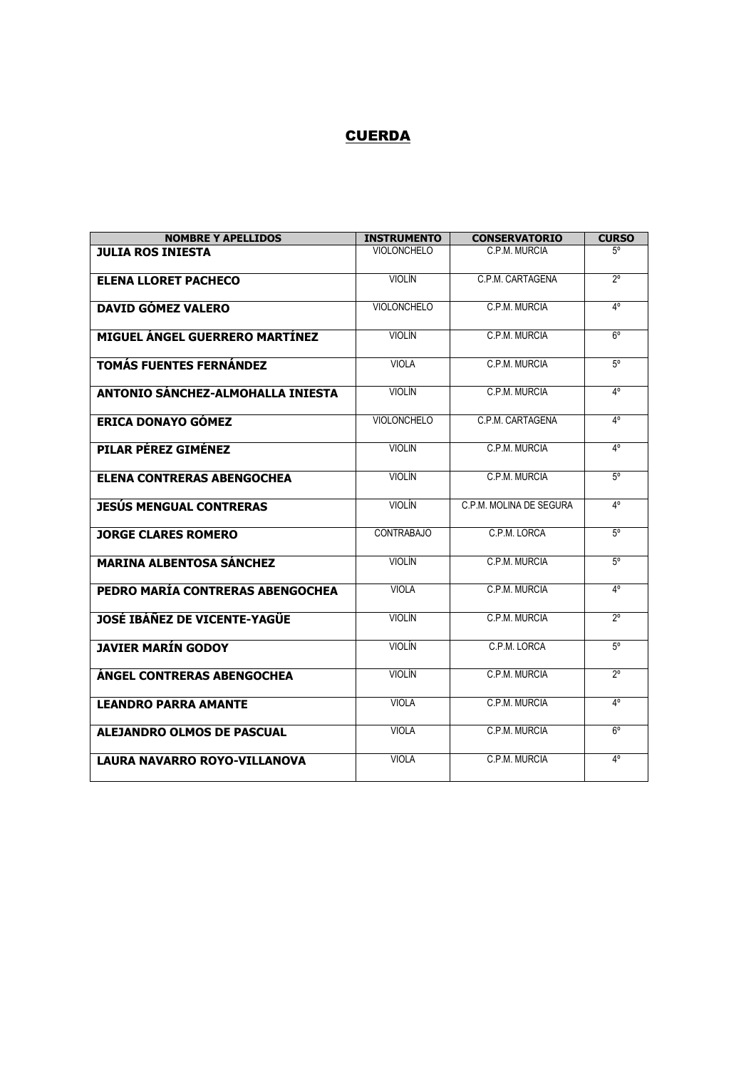# CUERDA

| NOMBRE Y APELLIDOS | INSTRUMENTO | CONSERVATORIO | CURSO |
|---|---|---|---|
| **JULIA ROS INIESTA** | VIOLONCHELO | C.P.M. MURCIA | 5º |
| **ELENA LLORET PACHECO** | VIOLÍN | C.P.M. CARTAGENA | 2º |
| **DAVID GÓMEZ VALERO** | VIOLONCHELO | C.P.M. MURCIA | 4º |
| **MIGUEL ÁNGEL GUERRERO MARTÍNEZ** | VIOLÍN | C.P.M. MURCIA | 6º |
| **TOMÁS FUENTES FERNÁNDEZ** | VIOLA | C.P.M. MURCIA | 5º |
| **ANTONIO SÁNCHEZ-ALMOHALLA INIESTA** | VIOLÍN | C.P.M. MURCIA | 4º |
| **ERICA DONAYO GÓMEZ** | VIOLONCHELO | C.P.M. CARTAGENA | 4º |
| **PILAR PÉREZ GIMÉNEZ** | VIOLIN | C.P.M. MURCIA | 4º |
| **ELENA CONTRERAS ABENGOCHEA** | VIOLÍN | C.P.M. MURCIA | 5º |
| **JESÚS MENGUAL CONTRERAS** | VIOLÍN | C.P.M. MOLINA DE SEGURA | 4º |
| **JORGE CLARES ROMERO** | CONTRABAJO | C.P.M. LORCA | 5º |
| **MARINA ALBENTOSA SÁNCHEZ** | VIOLÍN | C.P.M. MURCIA | 5º |
| **PEDRO MARÍA CONTRERAS ABENGOCHEA** | VIOLA | C.P.M. MURCIA | 4º |
| **JOSÉ IBÁÑEZ DE VICENTE-YAGÜE** | VIOLÍN | C.P.M. MURCIA | 2º |
| **JAVIER MARÍN GODOY** | VIOLÍN | C.P.M. LORCA | 5º |
| **ÁNGEL CONTRERAS ABENGOCHEA** | VIOLÍN | C.P.M. MURCIA | 2º |
| **LEANDRO PARRA AMANTE** | VIOLA | C.P.M. MURCIA | 4º |
| **ALEJANDRO OLMOS DE PASCUAL** | VIOLA | C.P.M. MURCIA | 6º |
| **LAURA NAVARRO ROYO-VILLANOVA** | VIOLA | C.P.M. MURCIA | 4º |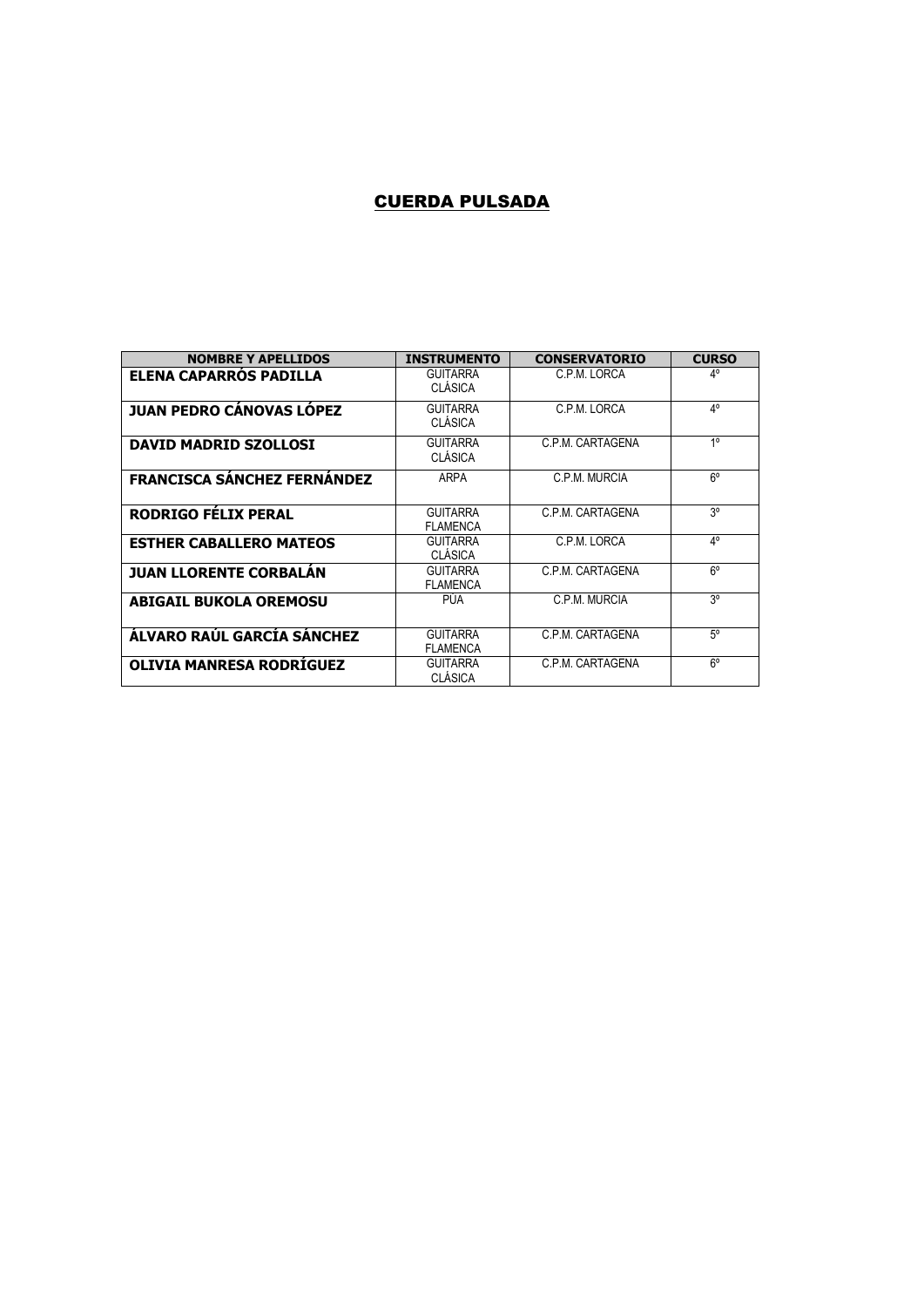## CUERDA PULSADA

| NOMBRE Y APELLIDOS | INSTRUMENTO | CONSERVATORIO | CURSO |
|---|---|---|---|
| **ELENA CAPARRÓS PADILLA** | GUITARRA CLÁSICA | C.P.M. LORCA | 4º |
| **JUAN PEDRO CÁNOVAS LÓPEZ** | GUITARRA CLÁSICA | C.P.M. LORCA | 4º |
| **DAVID MADRID SZOLLOSI** | GUITARRA CLÁSICA | C.P.M. CARTAGENA | 1º |
| **FRANCISCA SÁNCHEZ FERNÁNDEZ** | ARPA | C.P.M. MURCIA | 6º |
| **RODRIGO FÉLIX PERAL** | GUITARRA FLAMENCA | C.P.M. CARTAGENA | 3º |
| **ESTHER CABALLERO MATEOS** | GUITARRA CLÁSICA | C.P.M. LORCA | 4º |
| **JUAN LLORENTE CORBALÁN** | GUITARRA FLAMENCA | C.P.M. CARTAGENA | 6º |
| **ABIGAIL BUKOLA OREMOSU** | PÚA | C.P.M. MURCIA | 3º |
| **ÁLVARO RAÚL GARCÍA SÁNCHEZ** | GUITARRA FLAMENCA | C.P.M. CARTAGENA | 5º |
| **OLIVIA MANRESA RODRÍGUEZ** | GUITARRA CLÁSICA | C.P.M. CARTAGENA | 6º |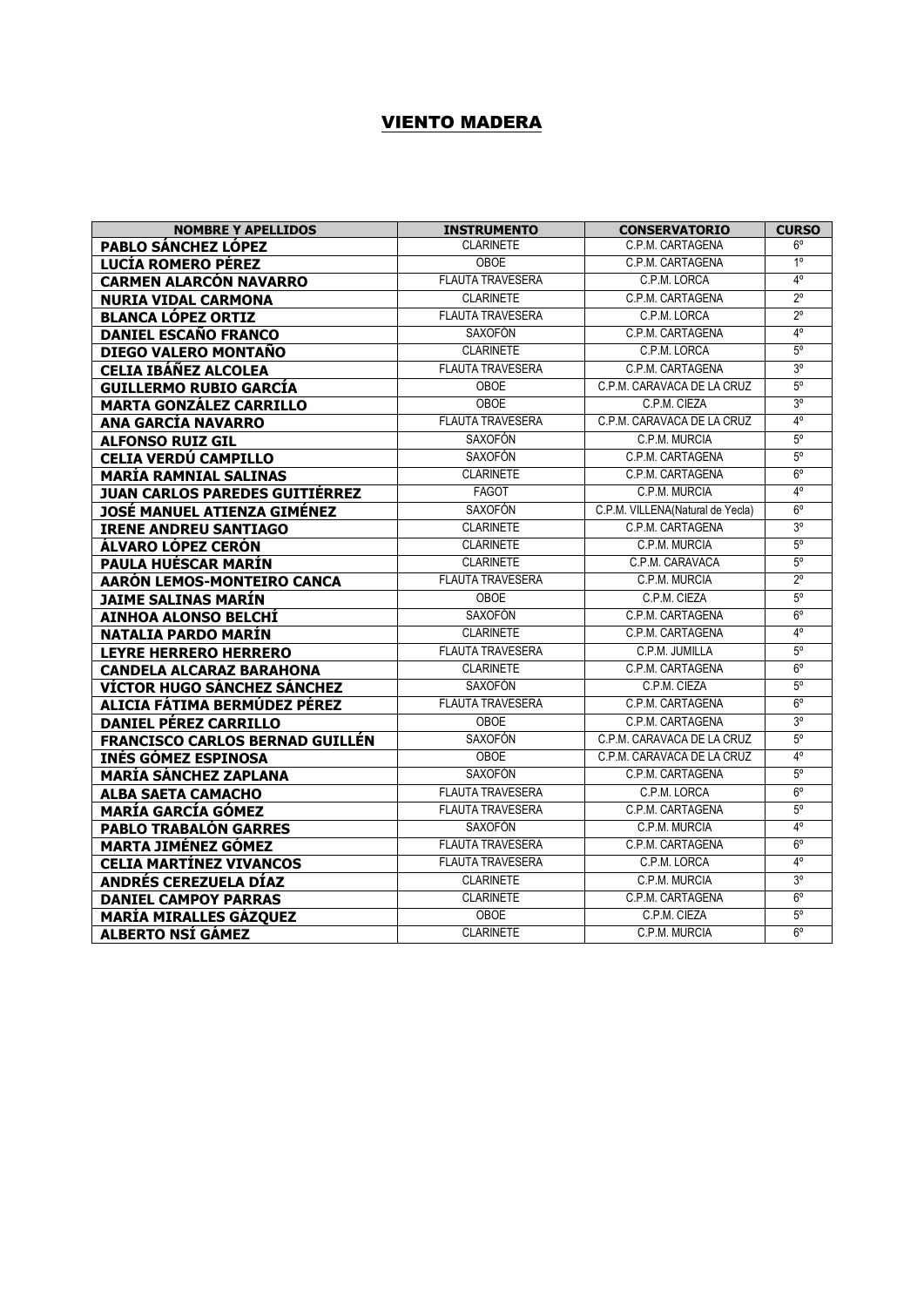## VIENTO MADERA

| NOMBRE Y APELLIDOS | INSTRUMENTO | CONSERVATORIO | CURSO |
|---|---|---|---|
| **PABLO SÁNCHEZ LÓPEZ** | CLARINETE | C.P.M. CARTAGENA | 6º |
| **LUCÍA ROMERO PÉREZ** | OBOE | C.P.M. CARTAGENA | 1º |
| **CARMEN ALARCÓN NAVARRO** | FLAUTA TRAVESERA | C.P.M. LORCA | 4º |
| **NURIA VIDAL CARMONA** | CLARINETE | C.P.M. CARTAGENA | 2º |
| **BLANCA LÓPEZ ORTIZ** | FLAUTA TRAVESERA | C.P.M. LORCA | 2º |
| **DANIEL ESCAÑO FRANCO** | SAXOFÓN | C.P.M. CARTAGENA | 4º |
| **DIEGO VALERO MONTAÑO** | CLARINETE | C.P.M. LORCA | 5º |
| **CELIA IBÁÑEZ ALCOLEA** | FLAUTA TRAVESERA | C.P.M. CARTAGENA | 3º |
| **GUILLERMO RUBIO GARCÍA** | OBOE | C.P.M. CARAVACA DE LA CRUZ | 5º |
| **MARTA GONZÁLEZ CARRILLO** | OBOE | C.P.M. CIEZA | 3º |
| **ANA GARCÍA NAVARRO** | FLAUTA TRAVESERA | C.P.M. CARAVACA DE LA CRUZ | 4º |
| **ALFONSO RUIZ GIL** | SAXOFÓN | C.P.M. MURCIA | 5º |
| **CELIA VERDÚ CAMPILLO** | SAXOFÓN | C.P.M. CARTAGENA | 5º |
| **MARÍA RAMNIAL SALINAS** | CLARINETE | C.P.M. CARTAGENA | 6º |
| **JUAN CARLOS PAREDES GUITIÉRREZ** | FAGOT | C.P.M. MURCIA | 4º |
| **JOSÉ MANUEL ATIENZA GIMÉNEZ** | SAXOFÓN | C.P.M. VILLENA(Natural de Yecla) | 6º |
| **IRENE ANDREU SANTIAGO** | CLARINETE | C.P.M. CARTAGENA | 3º |
| **ÁLVARO LÓPEZ CERÓN** | CLARINETE | C.P.M. MURCIA | 5º |
| **PAULA HUÉSCAR MARÍN** | CLARINETE | C.P.M. CARAVACA | 5º |
| **AARÓN LEMOS-MONTEIRO CANCA** | FLAUTA TRAVESERA | C.P.M. MURCIA | 2º |
| **JAIME SALINAS MARÍN** | OBOE | C.P.M. CIEZA | 5º |
| **AINHOA ALONSO BELCHÍ** | SAXOFÓN | C.P.M. CARTAGENA | 6º |
| **NATALIA PARDO MARÍN** | CLARINETE | C.P.M. CARTAGENA | 4º |
| **LEYRE HERRERO HERRERO** | FLAUTA TRAVESERA | C.P.M. JUMILLA | 5º |
| **CANDELA ALCARAZ BARAHONA** | CLARINETE | C.P.M. CARTAGENA | 6º |
| **VÍCTOR HUGO SÁNCHEZ SÁNCHEZ** | SAXOFÓN | C.P.M. CIEZA | 5º |
| **ALICIA FÁTIMA BERMÚDEZ PÉREZ** | FLAUTA TRAVESERA | C.P.M. CARTAGENA | 6º |
| **DANIEL PÉREZ CARRILLO** | OBOE | C.P.M. CARTAGENA | 3º |
| **FRANCISCO CARLOS BERNAD GUILLÉN** | SAXOFÓN | C.P.M. CARAVACA DE LA CRUZ | 5º |
| **INÉS GÓMEZ ESPINOSA** | OBOE | C.P.M. CARAVACA DE LA CRUZ | 4º |
| **MARÍA SÁNCHEZ ZAPLANA** | SAXOFÓN | C.P.M. CARTAGENA | 5º |
| **ALBA SAETA CAMACHO** | FLAUTA TRAVESERA | C.P.M. LORCA | 6º |
| **MARÍA GARCÍA GÓMEZ** | FLAUTA TRAVESERA | C.P.M. CARTAGENA | 5º |
| **PABLO TRABALÓN GARRES** | SAXOFÓN | C.P.M. MURCIA | 4º |
| **MARTA JIMÉNEZ GÓMEZ** | FLAUTA TRAVESERA | C.P.M. CARTAGENA | 6º |
| **CELIA MARTÍNEZ VIVANCOS** | FLAUTA TRAVESERA | C.P.M. LORCA | 4º |
| **ANDRÉS CEREZUELA DÍAZ** | CLARINETE | C.P.M. MURCIA | 3º |
| **DANIEL CAMPOY PARRAS** | CLARINETE | C.P.M. CARTAGENA | 6º |
| **MARÍA MIRALLES GÁZQUEZ** | OBOE | C.P.M. CIEZA | 5º |
| **ALBERTO NSÍ GÁMEZ** | CLARINETE | C.P.M. MURCIA | 6º |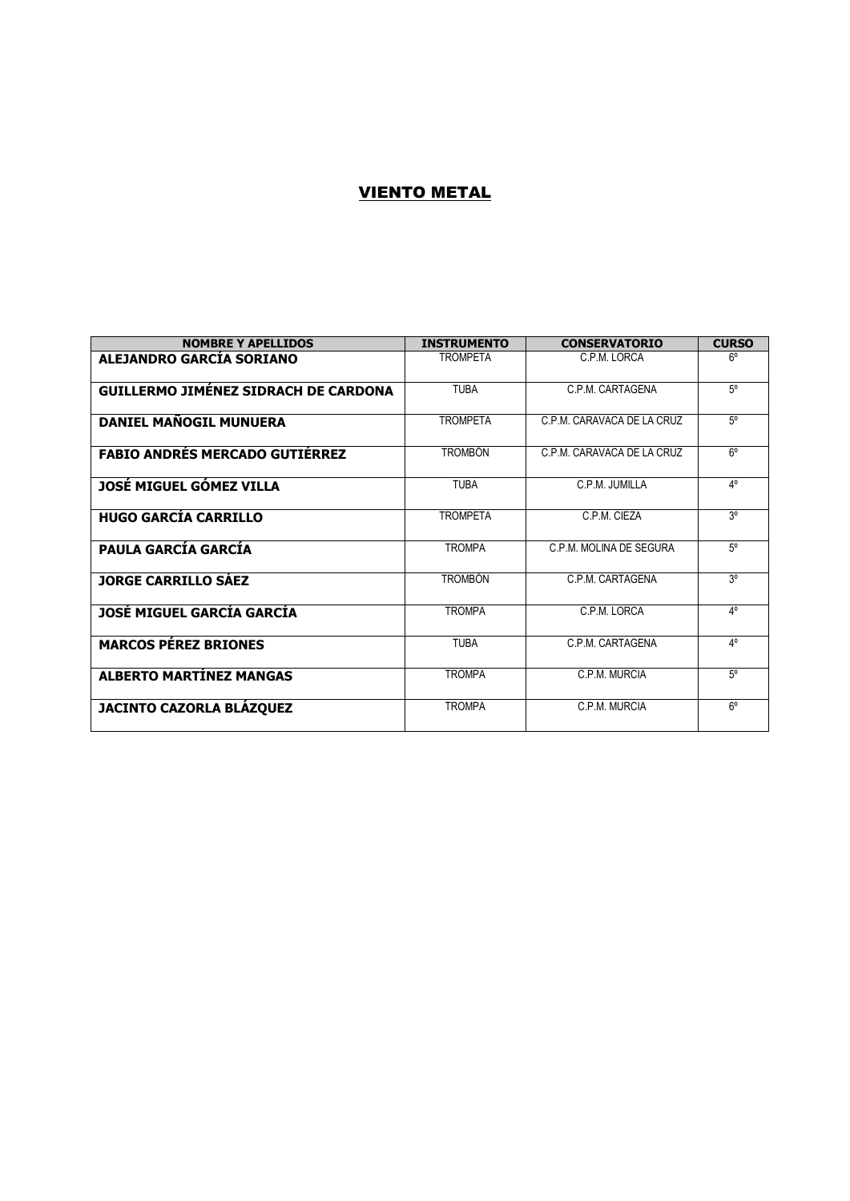# VIENTO METAL

| NOMBRE Y APELLIDOS | INSTRUMENTO | CONSERVATORIO | CURSO |
|---|---|---|---|
| **ALEJANDRO GARCÍA SORIANO** | TROMPETA | C.P.M. LORCA | 6º |
| **GUILLERMO JIMÉNEZ SIDRACH DE CARDONA** | TUBA | C.P.M. CARTAGENA | 5º |
| **DANIEL MAÑOGIL MUNUERA** | TROMPETA | C.P.M. CARAVACA DE LA CRUZ | 5º |
| **FABIO ANDRÉS MERCADO GUTIÉRREZ** | TROMBÓN | C.P.M. CARAVACA DE LA CRUZ | 6º |
| **JOSÉ MIGUEL GÓMEZ VILLA** | TUBA | C.P.M. JUMILLA | 4º |
| **HUGO GARCÍA CARRILLO** | TROMPETA | C.P.M. CIEZA | 3º |
| **PAULA GARCÍA GARCÍA** | TROMPA | C.P.M. MOLINA DE SEGURA | 5º |
| **JORGE CARRILLO SÁEZ** | TROMBÓN | C.P.M. CARTAGENA | 3º |
| **JOSÉ MIGUEL GARCÍA GARCÍA** | TROMPA | C.P.M. LORCA | 4º |
| **MARCOS PÉREZ BRIONES** | TUBA | C.P.M. CARTAGENA | 4º |
| **ALBERTO MARTÍNEZ MANGAS** | TROMPA | C.P.M. MURCIA | 5º |
| **JACINTO CAZORLA BLÁZQUEZ** | TROMPA | C.P.M. MURCIA | 6º |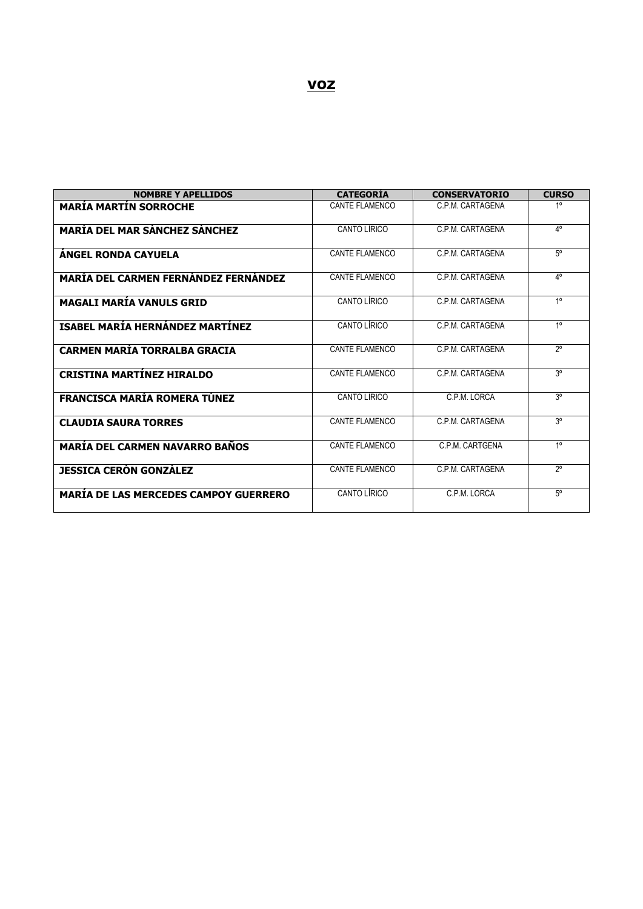# VOZ

| NOMBRE Y APELLIDOS | CATEGORÍA | CONSERVATORIO | CURSO |
|---|---|---|---|
| **MARÍA MARTÍN SORROCHE** | CANTE FLAMENCO | C.P.M. CARTAGENA | 1º |
| **MARÍA DEL MAR SÁNCHEZ SÁNCHEZ** | CANTO LÍRICO | C.P.M. CARTAGENA | 4º |
| **ÁNGEL RONDA CAYUELA** | CANTE FLAMENCO | C.P.M. CARTAGENA | 5º |
| **MARÍA DEL CARMEN FERNÁNDEZ FERNÁNDEZ** | CANTE FLAMENCO | C.P.M. CARTAGENA | 4º |
| **MAGALI MARÍA VANULS GRID** | CANTO LÍRICO | C.P.M. CARTAGENA | 1º |
| **ISABEL MARÍA HERNÁNDEZ MARTÍNEZ** | CANTO LÍRICO | C.P.M. CARTAGENA | 1º |
| **CARMEN MARÍA TORRALBA GRACIA** | CANTE FLAMENCO | C.P.M. CARTAGENA | 2º |
| **CRISTINA MARTÍNEZ HIRALDO** | CANTE FLAMENCO | C.P.M. CARTAGENA | 3º |
| **FRANCISCA MARÍA ROMERA TÚNEZ** | CANTO LÍRICO | C.P.M. LORCA | 3º |
| **CLAUDIA SAURA TORRES** | CANTE FLAMENCO | C.P.M. CARTAGENA | 3º |
| **MARÍA DEL CARMEN NAVARRO BAÑOS** | CANTE FLAMENCO | C.P.M. CARTGENA | 1º |
| **JESSICA CERÓN GONZÁLEZ** | CANTE FLAMENCO | C.P.M. CARTAGENA | 2º |
| **MARÍA DE LAS MERCEDES CAMPOY GUERRERO** | CANTO LÍRICO | C.P.M. LORCA | 5º |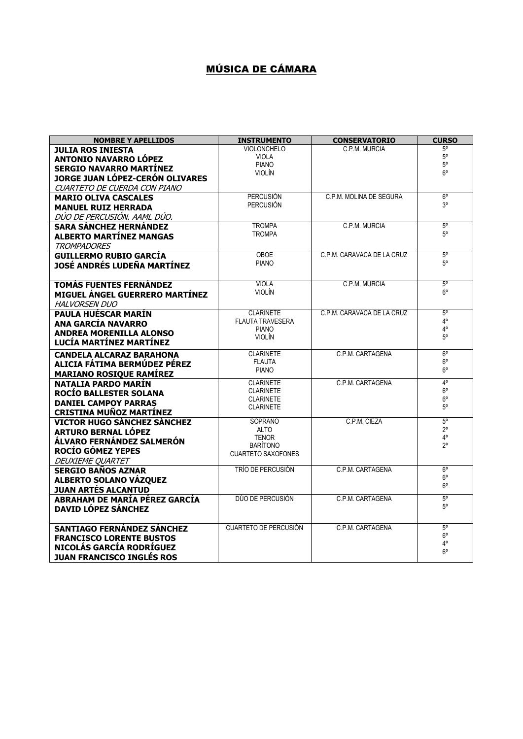# MÚSICA DE CÁMARA

| NOMBRE Y APELLIDOS | INSTRUMENTO | CONSERVATORIO | CURSO |
|---|---|---|---|
| **JULIA ROS INIESTA**<br>**ANTONIO NAVARRO LÓPEZ**<br>**SERGIO NAVARRO MARTÍNEZ**<br>**JORGE JUAN LÓPEZ-CERÓN OLIVARES**<br>*CUARTETO DE CUERDA CON PIANO* | VIOLONCHELO<br>VIOLA<br>PIANO<br>VIOLÍN | C.P.M. MURCIA | 5º<br>5º<br>5º<br>6º |
| **MARIO OLIVA CASCALES**<br>**MANUEL RUIZ HERRADA**<br>*DÚO DE PERCUSIÓN. AAML DÚO.* | PERCUSIÓN<br>PERCUSIÓN | C.P.M. MOLINA DE SEGURA | 6º<br>3º |
| **SARA SÁNCHEZ HERNÁNDEZ**<br>**ALBERTO MARTÍNEZ MANGAS**<br>*TROMPADORES* | TROMPA<br>TROMPA | C.P.M. MURCIA | 5º<br>5º |
| **GUILLERMO RUBIO GARCÍA**<br>**JOSÉ ANDRÉS LUDEÑA MARTÍNEZ** | OBOE<br>PIANO | C.P.M. CARAVACA DE LA CRUZ | 5º<br>5º |
| **TOMÁS FUENTES FERNÁNDEZ**<br>**MIGUEL ÁNGEL GUERRERO MARTÍNEZ**<br>*HALVORSEN DUO* | VIOLA<br>VIOLÍN | C.P.M. MURCIA | 5º<br>6º |
| **PAULA HUÉSCAR MARÍN**<br>**ANA GARCÍA NAVARRO**<br>**ANDREA MORENILLA ALONSO**<br>**LUCÍA MARTÍNEZ MARTÍNEZ** | CLARINETE<br>FLAUTA TRAVESERA<br>PIANO<br>VIOLÍN | C.P.M. CARAVACA DE LA CRUZ | 5º<br>4º<br>4º<br>5º |
| **CANDELA ALCARAZ BARAHONA**<br>**ALICIA FÁTIMA BERMÚDEZ PÉREZ**<br>**MARIANO ROSIQUE RAMÍREZ** | CLARINETE<br>FLAUTA<br>PIANO | C.P.M. CARTAGENA | 6º<br>6º<br>6º |
| **NATALIA PARDO MARÍN**<br>**ROCÍO BALLESTER SOLANA**<br>**DANIEL CAMPOY PARRAS**<br>**CRISTINA MUÑOZ MARTÍNEZ** | CLARINETE<br>CLARINETE<br>CLARINETE<br>CLARINETE | C.P.M. CARTAGENA | 4º<br>6º<br>6º<br>5º |
| **VICTOR HUGO SÁNCHEZ SÁNCHEZ**<br>**ARTURO BERNAL LÓPEZ**<br>**ÁLVARO FERNÁNDEZ SALMERÓN**<br>**ROCÍO GÓMEZ YEPES**<br>*DEUXIEME QUARTET* | SOPRANO<br>ALTO<br>TENOR<br>BARÍTONO<br>CUARTETO SAXOFONES | C.P.M. CIEZA | 5º<br>2º<br>4º<br>2º |
| **SERGIO BAÑOS AZNAR**<br>**ALBERTO SOLANO VÁZQUEZ**<br>**JUAN ARTÉS ALCANTUD** | TRÍO DE PERCUSIÓN | C.P.M. CARTAGENA | 6º<br>6º<br>6º |
| **ABRAHAM DE MARÍA PÉREZ GARCÍA**<br>**DAVID LÓPEZ SÁNCHEZ** | DÚO DE PERCUSIÓN | C.P.M. CARTAGENA | 5º<br>5º |
| **SANTIAGO FERNÁNDEZ SÁNCHEZ**<br>**FRANCISCO LORENTE BUSTOS**<br>**NICOLÁS GARCÍA RODRÍGUEZ**<br>**JUAN FRANCISCO INGLÉS ROS** | CUARTETO DE PERCUSIÓN | C.P.M. CARTAGENA | 5º<br>6º<br>4º<br>6º |